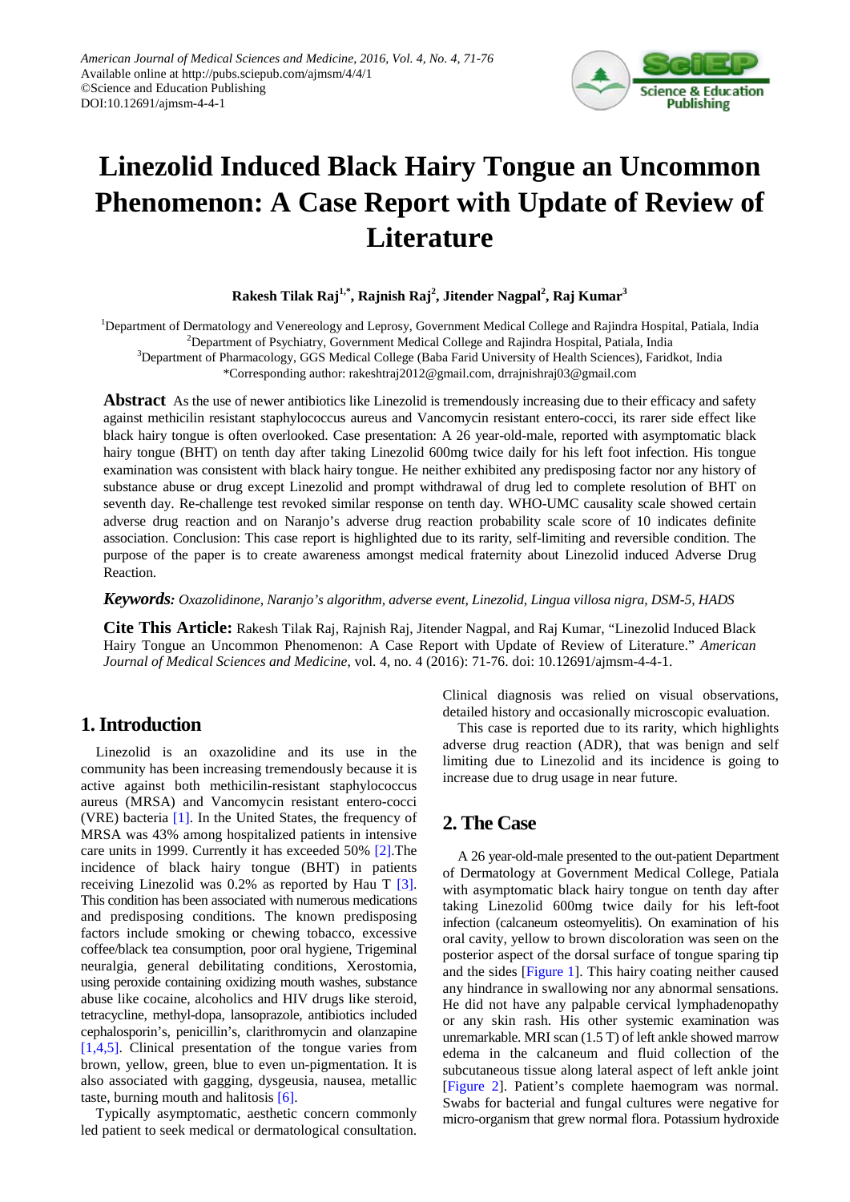# Linezolid Induced Black Hairy Tongue an Uncommon Phenomenon: A Case Report with Update of Review of Literature

**Rakesh Tilak Raj[1,*], Rajnish Raj[2], Jitender Nagpal[2], Raj Kumar[3]**

[1]Department of Dermatology and Venereology and Leprosy, Government Medical College and Rajindra Hospital, Patiala, India
[2]Department of Psychiatry, Government Medical College and Rajindra Hospital, Patiala, India
[3]Department of Pharmacology, GGS Medical College (Baba Farid University of Health Sciences), Faridkot, India
*Corresponding author: rakeshtraj2012@gmail.com, drrajnishraj03@gmail.com

**Abstract** As the use of newer antibiotics like Linezolid is tremendously increasing due to their efficacy and safety against methicilin resistant staphylococcus aureus and Vancomycin resistant entero-cocci, its rarer side effect like black hairy tongue is often overlooked. Case presentation: A 26 year-old-male, reported with asymptomatic black hairy tongue (BHT) on tenth day after taking Linezolid 600mg twice daily for his left foot infection. His tongue examination was consistent with black hairy tongue. He neither exhibited any predisposing factor nor any history of substance abuse or drug except Linezolid and prompt withdrawal of drug led to complete resolution of BHT on seventh day. Re-challenge test revoked similar response on tenth day. WHO-UMC causality scale showed certain adverse drug reaction and on Naranjo's adverse drug reaction probability scale score of 10 indicates definite association. Conclusion: This case report is highlighted due to its rarity, self-limiting and reversible condition. The purpose of the paper is to create awareness amongst medical fraternity about Linezolid induced Adverse Drug Reaction.

***Keywords:*** *Oxazolidinone, Naranjo's algorithm, adverse event, Linezolid, Lingua villosa nigra, DSM-5, HADS*

**Cite This Article:** Rakesh Tilak Raj, Rajnish Raj, Jitender Nagpal, and Raj Kumar, "Linezolid Induced Black Hairy Tongue an Uncommon Phenomenon: A Case Report with Update of Review of Literature." *American Journal of Medical Sciences and Medicine*, vol. 4, no. 4 (2016): 71-76. doi: 10.12691/ajmsm-4-4-1.

## 1. Introduction

Linezolid is an oxazolidine and its use in the community has been increasing tremendously because it is active against both methicilin-resistant staphylococcus aureus (MRSA) and Vancomycin resistant entero-cocci (VRE) bacteria [1]. In the United States, the frequency of MRSA was 43% among hospitalized patients in intensive care units in 1999. Currently it has exceeded 50% [2].The incidence of black hairy tongue (BHT) in patients receiving Linezolid was 0.2% as reported by Hau T [3]. This condition has been associated with numerous medications and predisposing conditions. The known predisposing factors include smoking or chewing tobacco, excessive coffee/black tea consumption, poor oral hygiene, Trigeminal neuralgia, general debilitating conditions, Xerostomia, using peroxide containing oxidizing mouth washes, substance abuse like cocaine, alcoholics and HIV drugs like steroid, tetracycline, methyl-dopa, lansoprazole, antibiotics included cephalosporin's, penicillin's, clarithromycin and olanzapine [1,4,5]. Clinical presentation of the tongue varies from brown, yellow, green, blue to even un-pigmentation. It is also associated with gagging, dysgeusia, nausea, metallic taste, burning mouth and halitosis [6].

Typically asymptomatic, aesthetic concern commonly led patient to seek medical or dermatological consultation. Clinical diagnosis was relied on visual observations, detailed history and occasionally microscopic evaluation.

This case is reported due to its rarity, which highlights adverse drug reaction (ADR), that was benign and self limiting due to Linezolid and its incidence is going to increase due to drug usage in near future.

## 2. The Case

A 26 year-old-male presented to the out-patient Department of Dermatology at Government Medical College, Patiala with asymptomatic black hairy tongue on tenth day after taking Linezolid 600mg twice daily for his left-foot infection (calcaneum osteomyelitis). On examination of his oral cavity, yellow to brown discoloration was seen on the posterior aspect of the dorsal surface of tongue sparing tip and the sides [Figure 1]. This hairy coating neither caused any hindrance in swallowing nor any abnormal sensations. He did not have any palpable cervical lymphadenopathy or any skin rash. His other systemic examination was unremarkable. MRI scan (1.5 T) of left ankle showed marrow edema in the calcaneum and fluid collection of the subcutaneous tissue along lateral aspect of left ankle joint [Figure 2]. Patient's complete haemogram was normal. Swabs for bacterial and fungal cultures were negative for micro-organism that grew normal flora. Potassium hydroxide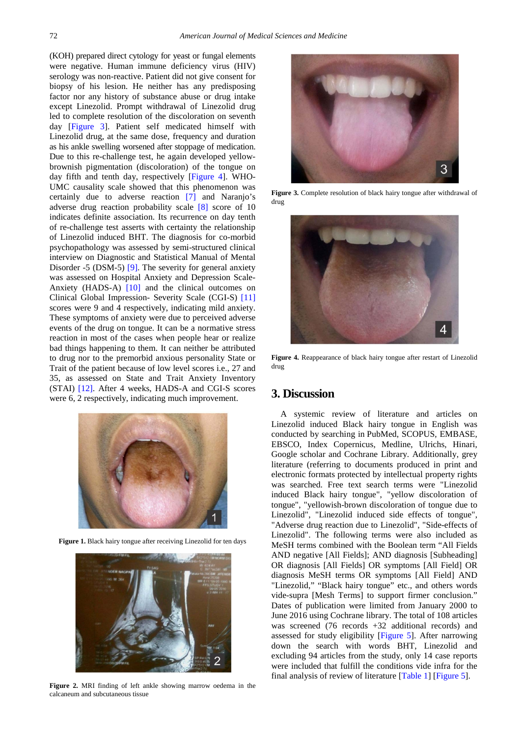(KOH) prepared direct cytology for yeast or fungal elements were negative. Human immune deficiency virus (HIV) serology was non-reactive. Patient did not give consent for biopsy of his lesion. He neither has any predisposing factor nor any history of substance abuse or drug intake except Linezolid. Prompt withdrawal of Linezolid drug led to complete resolution of the discoloration on seventh day [Figure 3]. Patient self medicated himself with Linezolid drug, at the same dose, frequency and duration as his ankle swelling worsened after stoppage of medication. Due to this re-challenge test, he again developed yellow-brownish pigmentation (discoloration) of the tongue on day fifth and tenth day, respectively [Figure 4]. WHO-UMC causality scale showed that this phenomenon was certainly due to adverse reaction [7] and Naranjo's adverse drug reaction probability scale [8] score of 10 indicates definite association. Its recurrence on day tenth of re-challenge test asserts with certainty the relationship of Linezolid induced BHT. The diagnosis for co-morbid psychopathology was assessed by semi-structured clinical interview on Diagnostic and Statistical Manual of Mental Disorder -5 (DSM-5) [9]. The severity for general anxiety was assessed on Hospital Anxiety and Depression Scale-Anxiety (HADS-A) [10] and the clinical outcomes on Clinical Global Impression- Severity Scale (CGI-S) [11] scores were 9 and 4 respectively, indicating mild anxiety. These symptoms of anxiety were due to perceived adverse events of the drug on tongue. It can be a normative stress reaction in most of the cases when people hear or realize bad things happening to them. It can neither be attributed to drug nor to the premorbid anxious personality State or Trait of the patient because of low level scores i.e., 27 and 35, as assessed on State and Trait Anxiety Inventory (STAI) [12]. After 4 weeks, HADS-A and CGI-S scores were 6, 2 respectively, indicating much improvement.

**Figure 1.** Black hairy tongue after receiving Linezolid for ten days

**Figure 2.** MRI finding of left ankle showing marrow oedema in the calcaneum and subcutaneous tissue

**Figure 3.** Complete resolution of black hairy tongue after withdrawal of drug

**Figure 4.** Reappearance of black hairy tongue after restart of Linezolid drug

## 3. Discussion

A systemic review of literature and articles on Linezolid induced Black hairy tongue in English was conducted by searching in PubMed, SCOPUS, EMBASE, EBSCO, Index Copernicus, Medline, Ulrichs, Hinari, Google scholar and Cochrane Library. Additionally, grey literature (referring to documents produced in print and electronic formats protected by intellectual property rights was searched. Free text search terms were "Linezolid induced Black hairy tongue", "yellow discoloration of tongue", "yellowish-brown discoloration of tongue due to Linezolid", "Linezolid induced side effects of tongue", "Adverse drug reaction due to Linezolid", "Side-effects of Linezolid". The following terms were also included as MeSH terms combined with the Boolean term "All Fields AND negative [All Fields]; AND diagnosis [Subheading] OR diagnosis [All Fields] OR symptoms [All Field] OR diagnosis MeSH terms OR symptoms [All Field] AND "Linezolid," "Black hairy tongue" etc., and others words vide-supra [Mesh Terms] to support firmer conclusion." Dates of publication were limited from January 2000 to June 2016 using Cochrane library. The total of 108 articles was screened (76 records +32 additional records) and assessed for study eligibility [Figure 5]. After narrowing down the search with words BHT, Linezolid and excluding 94 articles from the study, only 14 case reports were included that fulfill the conditions vide infra for the final analysis of review of literature [Table 1] [Figure 5].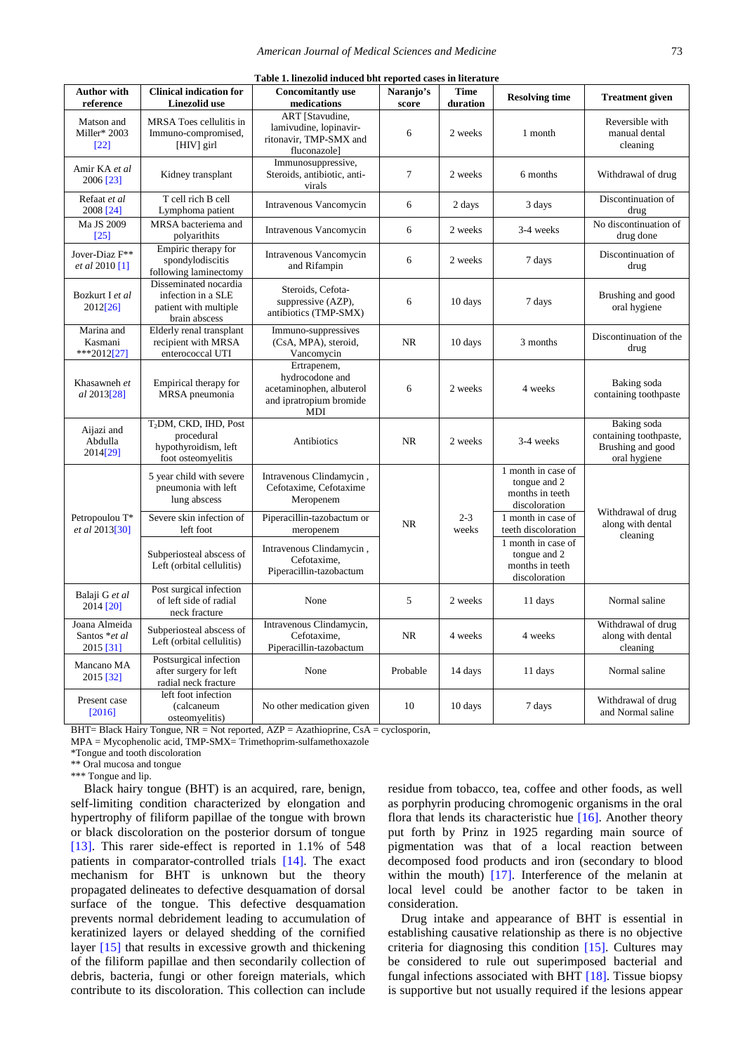**Table 1. linezolid induced bht reported cases in literature**

| Author with reference | Clinical indication for Linezolid use | Concomitantly use medications | Naranjo's score | Time duration | Resolving time | Treatment given |
|---|---|---|---|---|---|---|
| Matson and Miller* 2003 [22] | MRSA Toes cellulitis in Immuno-compromised, [HIV] girl | ART [Stavudine, lamivudine, lopinavir-ritonavir, TMP-SMX and fluconazole] | 6 | 2 weeks | 1 month | Reversible with manual dental cleaning |
| Amir KA *et al* 2006 [23] | Kidney transplant | Immunosuppressive, Steroids, antibiotic, anti-virals | 7 | 2 weeks | 6 months | Withdrawal of drug |
| Refaat *et al* 2008 [24] | T cell rich B cell Lymphoma patient | Intravenous Vancomycin | 6 | 2 days | 3 days | Discontinuation of drug |
| Ma JS 2009 [25] | MRSA bacteriema and polyarithits | Intravenous Vancomycin | 6 | 2 weeks | 3-4 weeks | No discontinuation of drug done |
| Jover-Diaz F** *et al* 2010 [1] | Empiric therapy for spondylodiscitis following laminectomy | Intravenous Vancomycin and Rifampin | 6 | 2 weeks | 7 days | Discontinuation of drug |
| Bozkurt I *et al* 2012[26] | Disseminated nocardia infection in a SLE patient with multiple brain abscess | Steroids, Cefota-suppressive (AZP), antibiotics (TMP-SMX) | 6 | 10 days | 7 days | Brushing and good oral hygiene |
| Marina and Kasmani ***2012[27] | Elderly renal transplant recipient with MRSA enterococcal UTI | Immuno-suppressives (CsA, MPA), steroid, Vancomycin | NR | 10 days | 3 months | Discontinuation of the drug |
| Khasawneh *et al* 2013[28] | Empirical therapy for MRSA pneumonia | Ertrapenem, hydrocodone and acetaminophen, albuterol and ipratropium bromide MDI | 6 | 2 weeks | 4 weeks | Baking soda containing toothpaste |
| Aijazi and Abdulla 2014[29] | $T_2$DM, CKD, IHD, Post procedural hypothyroidism, left foot osteomyelitis | Antibiotics | NR | 2 weeks | 3-4 weeks | Baking soda containing toothpaste, Brushing and good oral hygiene |
| Petropoulou T* *et al* 2013[30] | 5 year child with severe pneumonia with left lung abscess | Intravenous Clindamycin , Cefotaxime, Cefotaxime Meropenem | NR | 2-3 weeks | 1 month in case of tongue and 2 months in teeth discoloration | Withdrawal of drug along with dental cleaning |
| | Severe skin infection of left foot | Piperacillin-tazobactum or meropenem | | | 1 month in case of teeth discoloration | |
| | Subperiosteal abscess of Left (orbital cellulitis) | Intravenous Clindamycin , Cefotaxime, Piperacillin-tazobactum | | | 1 month in case of tongue and 2 months in teeth discoloration | |
| Balaji G *et al* 2014 [20] | Post surgical infection of left side of radial neck fracture | None | 5 | 2 weeks | 11 days | Normal saline |
| Joana Almeida Santos **et al* 2015 [31] | Subperiosteal abscess of Left (orbital cellulitis) | Intravenous Clindamycin, Cefotaxime, Piperacillin-tazobactum | NR | 4 weeks | 4 weeks | Withdrawal of drug along with dental cleaning |
| Mancano MA 2015 [32] | Postsurgical infection after surgery for left radial neck fracture | None | Probable | 14 days | 11 days | Normal saline |
| Present case [2016] | left foot infection (calcaneum osteomyelitis) | No other medication given | 10 | 10 days | 7 days | Withdrawal of drug and Normal saline |

BHT= Black Hairy Tongue, NR = Not reported, AZP = Azathioprine, CsA = cyclosporin,
MPA = Mycophenolic acid, TMP-SMX= Trimethoprim-sulfamethoxazole
*Tongue and tooth discoloration
** Oral mucosa and tongue
*** Tongue and lip.

Black hairy tongue (BHT) is an acquired, rare, benign, self-limiting condition characterized by elongation and hypertrophy of filiform papillae of the tongue with brown or black discoloration on the posterior dorsum of tongue [13]. This rarer side-effect is reported in 1.1% of 548 patients in comparator-controlled trials [14]. The exact mechanism for BHT is unknown but the theory propagated delineates to defective desquamation of dorsal surface of the tongue. This defective desquamation prevents normal debridement leading to accumulation of keratinized layers or delayed shedding of the cornified layer [15] that results in excessive growth and thickening of the filiform papillae and then secondarily collection of debris, bacteria, fungi or other foreign materials, which contribute to its discoloration. This collection can include residue from tobacco, tea, coffee and other foods, as well as porphyrin producing chromogenic organisms in the oral flora that lends its characteristic hue [16]. Another theory put forth by Prinz in 1925 regarding main source of pigmentation was that of a local reaction between decomposed food products and iron (secondary to blood within the mouth) [17]. Interference of the melanin at local level could be another factor to be taken in consideration.

Drug intake and appearance of BHT is essential in establishing causative relationship as there is no objective criteria for diagnosing this condition [15]. Cultures may be considered to rule out superimposed bacterial and fungal infections associated with BHT [18]. Tissue biopsy is supportive but not usually required if the lesions appear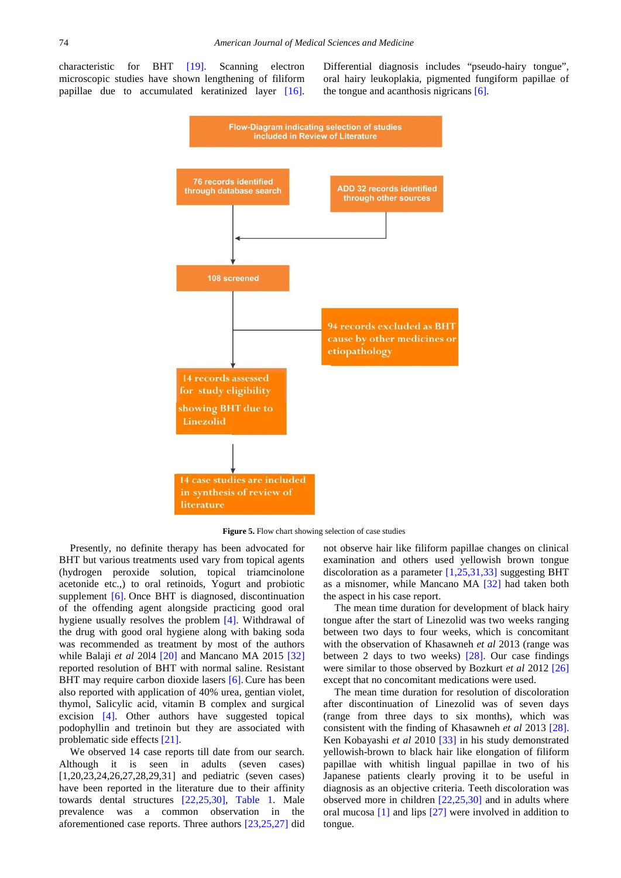characteristic for BHT [19]. Scanning electron microscopic studies have shown lengthening of filiform papillae due to accumulated keratinized layer [16]. Differential diagnosis includes "pseudo-hairy tongue", oral hairy leukoplakia, pigmented fungiform papillae of the tongue and acanthosis nigricans [6].

Flow-Diagram indicating selection of studies included in Review of Literature

- 76 records identified through database search
- ADD 32 records identified through other sources
- 108 screened
- 94 records excluded as BHT cause by other medicines or etiopathology
- 14 records assessed for study eligibility showing BHT due to Linezolid
- 14 case studies are included in synthesis of review of literature

**Figure 5.** Flow chart showing selection of case studies

Presently, no definite therapy has been advocated for BHT but various treatments used vary from topical agents (hydrogen peroxide solution, topical triamcinolone acetonide etc.,) to oral retinoids, Yogurt and probiotic supplement [6]. Once BHT is diagnosed, discontinuation of the offending agent alongside practicing good oral hygiene usually resolves the problem [4]. Withdrawal of the drug with good oral hygiene along with baking soda was recommended as treatment by most of the authors while Balaji *et al* 2014 [20] and Mancano MA 2015 [32] reported resolution of BHT with normal saline. Resistant BHT may require carbon dioxide lasers [6]. Cure has been also reported with application of 40% urea, gentian violet, thymol, Salicylic acid, vitamin B complex and surgical excision [4]. Other authors have suggested topical podophyllin and tretinoin but they are associated with problematic side effects [21].

We observed 14 case reports till date from our search. Although it is seen in adults (seven cases) [1,20,23,24,26,27,28,29,31] and pediatric (seven cases) have been reported in the literature due to their affinity towards dental structures [22,25,30], Table 1. Male prevalence was a common observation in the aforementioned case reports. Three authors [23,25,27] did not observe hair like filiform papillae changes on clinical examination and others used yellowish brown tongue discoloration as a parameter [1,25,31,33] suggesting BHT as a misnomer, while Mancano MA [32] had taken both the aspect in his case report.

The mean time duration for development of black hairy tongue after the start of Linezolid was two weeks ranging between two days to four weeks, which is concomitant with the observation of Khasawneh *et al* 2013 (range was between 2 days to two weeks) [28]. Our case findings were similar to those observed by Bozkurt *et al* 2012 [26] except that no concomitant medications were used.

The mean time duration for resolution of discoloration after discontinuation of Linezolid was of seven days (range from three days to six months), which was consistent with the finding of Khasawneh *et al* 2013 [28]. Ken Kobayashi *et al* 2010 [33] in his study demonstrated yellowish-brown to black hair like elongation of filiform papillae with whitish lingual papillae in two of his Japanese patients clearly proving it to be useful in diagnosis as an objective criteria. Teeth discoloration was observed more in children [22,25,30] and in adults where oral mucosa [1] and lips [27] were involved in addition to tongue.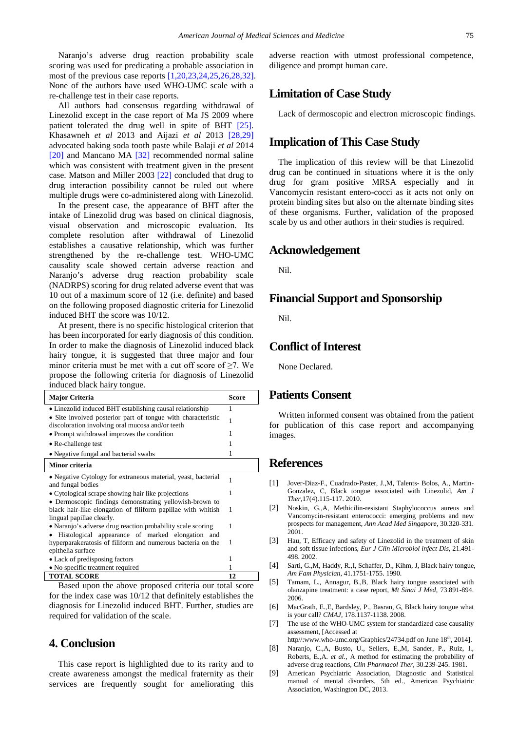Naranjo's adverse drug reaction probability scale scoring was used for predicating a probable association in most of the previous case reports [1,20,23,24,25,26,28,32]. None of the authors have used WHO-UMC scale with a re-challenge test in their case reports.

All authors had consensus regarding withdrawal of Linezolid except in the case report of Ma JS 2009 where patient tolerated the drug well in spite of BHT [25]. Khasawneh *et al* 2013 and Aijazi *et al* 2013 [28,29] advocated baking soda tooth paste while Balaji *et al* 2014 [20] and Mancano MA [32] recommended normal saline which was consistent with treatment given in the present case. Matson and Miller 2003 [22] concluded that drug to drug interaction possibility cannot be ruled out where multiple drugs were co-administered along with Linezolid.

In the present case, the appearance of BHT after the intake of Linezolid drug was based on clinical diagnosis, visual observation and microscopic evaluation. Its complete resolution after withdrawal of Linezolid establishes a causative relationship, which was further strengthened by the re-challenge test. WHO-UMC causality scale showed certain adverse reaction and Naranjo's adverse drug reaction probability scale (NADRPS) scoring for drug related adverse event that was 10 out of a maximum score of 12 (i.e. definite) and based on the following proposed diagnostic criteria for Linezolid induced BHT the score was 10/12.

At present, there is no specific histological criterion that has been incorporated for early diagnosis of this condition. In order to make the diagnosis of Linezolid induced black hairy tongue, it is suggested that three major and four minor criteria must be met with a cut off score of ≥7. We propose the following criteria for diagnosis of Linezolid induced black hairy tongue.

| **Major Criteria** | **Score** |
|---|---|
| • Linezolid induced BHT establishing causal relationship | 1 |
| • Site involved posterior part of tongue with characteristic discoloration involving oral mucosa and/or teeth | 1 |
| • Prompt withdrawal improves the condition | 1 |
| • Re-challenge test | 1 |
| • Negative fungal and bacterial swabs | 1 |
| **Minor criteria** | |
| • Negative Cytology for extraneous material, yeast, bacterial and fungal bodies | 1 |
| • Cytological scrape showing hair like projections | 1 |
| • Dermoscopic findings demonstrating yellowish-brown to black hair-like elongation of filiform papillae with whitish lingual papillae clearly. | 1 |
| • Naranjo's adverse drug reaction probability scale scoring | 1 |
| • Histological appearance of marked elongation and hyperparakeratosis of filiform and numerous bacteria on the epithelia surface | 1 |
| • Lack of predisposing factors | 1 |
| • No specific treatment required | 1 |
| **TOTAL SCORE** | **12** |

Based upon the above proposed criteria our total score for the index case was 10/12 that definitely establishes the diagnosis for Linezolid induced BHT. Further, studies are required for validation of the scale.

## 4. Conclusion

This case report is highlighted due to its rarity and to create awareness amongst the medical fraternity as their services are frequently sought for ameliorating this adverse reaction with utmost professional competence, diligence and prompt human care.

## Limitation of Case Study

Lack of dermoscopic and electron microscopic findings.

## Implication of This Case Study

The implication of this review will be that Linezolid drug can be continued in situations where it is the only drug for gram positive MRSA especially and in Vancomycin resistant entero-cocci as it acts not only on protein binding sites but also on the alternate binding sites of these organisms. Further, validation of the proposed scale by us and other authors in their studies is required.

## Acknowledgement

Nil.

## Financial Support and Sponsorship

Nil.

## Conflict of Interest

None Declared.

## Patients Consent

Written informed consent was obtained from the patient for publication of this case report and accompanying images.

## References

[1] Jover-Diaz-F., Cuadrado-Paster, J.,M, Talents- Bolos, A., Martin-Gonzalez, C, Black tongue associated with Linezolid, *Am J Ther*,17(4).115-117. 2010.

[2] Noskin, G.,A, Methicilin-resistant Staphylococcus aureus and Vancomycin-resistant enterococci: emerging problems and new prospects for management, *Ann Acad Med Singapore*, 30.320-331. 2001.

[3] Hau, T, Efficacy and safety of Linezolid in the treatment of skin and soft tissue infections, *Eur J Clin Microbiol infect Dis*, 21.491-498. 2002.

[4] Sarti, G.,M, Haddy, R.,I, Schaffer, D., Kihm, J, Black hairy tongue, *Am Fam Physician*, 41.1751-1755. 1990.

[5] Tamam, L., Annagur, B.,B, Black hairy tongue associated with olanzapine treatment: a case report, *Mt Sinai J Med*, 73.891-894. 2006.

[6] MacGrath, E.,E, Bardsley, P., Basran, G, Black hairy tongue what is your call? *CMAJ*, 178.1137-1138. 2008.

[7] The use of the WHO-UMC system for standardized case causality assessment, [Accessed at http//:www.who-umc.org/Graphics/24734.pdf on June 18th, 2014].

[8] Naranjo, C.,A, Busto, U., Sellers, E.,M, Sander, P., Ruiz, I., Roberts, E.,A. *et al.*, A method for estimating the probability of adverse drug reactions, *Clin Pharmacol Ther*, 30.239-245. 1981.

[9] American Psychiatric Association, Diagnostic and Statistical manual of mental disorders, 5th ed., American Psychiatric Association, Washington DC, 2013.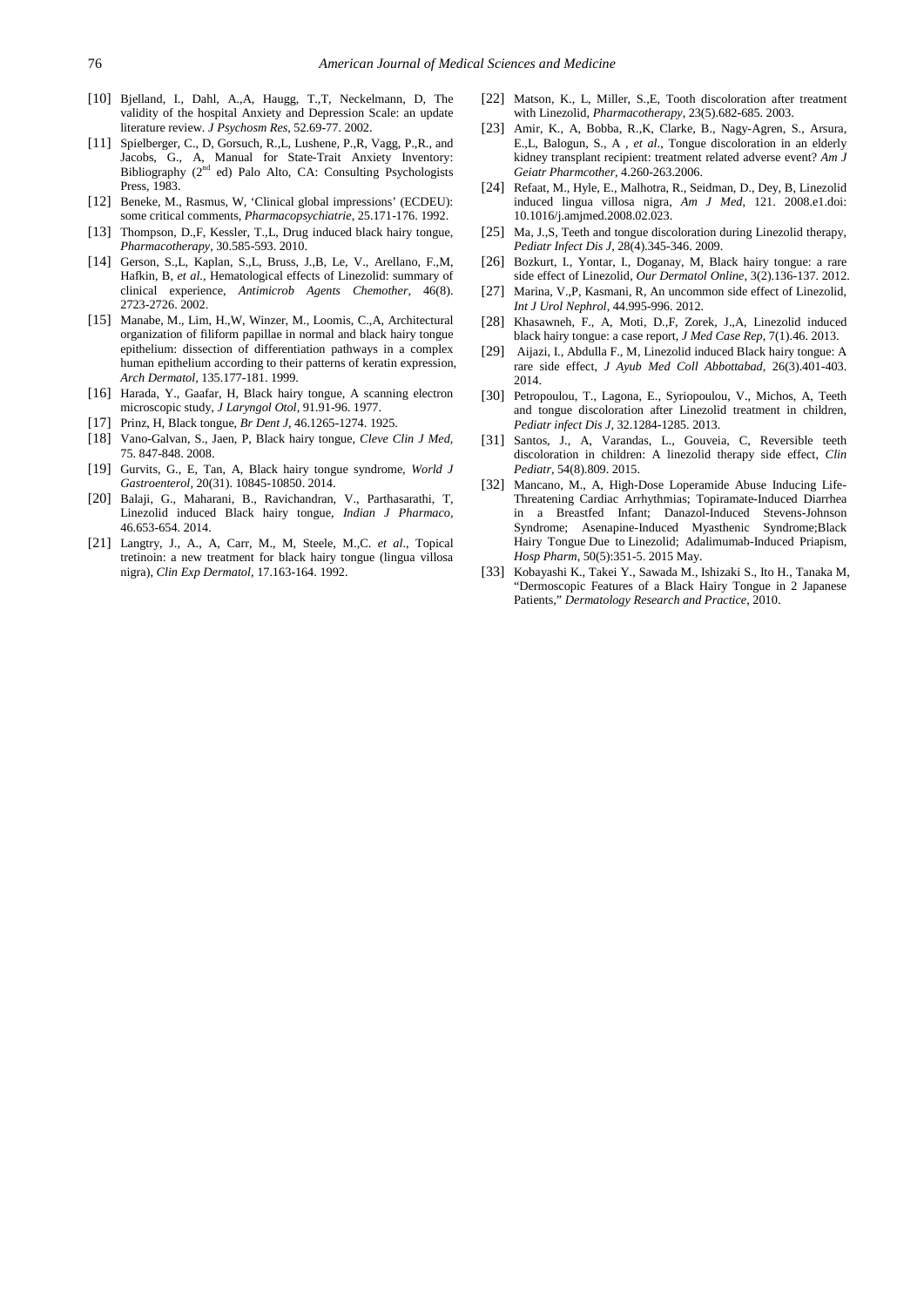[10] Bjelland, I., Dahl, A.,A, Haugg, T.,T, Neckelmann, D, The validity of the hospital Anxiety and Depression Scale: an update literature review. *J Psychosm Res*, 52.69-77. 2002.

[11] Spielberger, C., D, Gorsuch, R.,L, Lushene, P.,R, Vagg, P.,R., and Jacobs, G., A, Manual for State-Trait Anxiety Inventory: Bibliography (2nd ed) Palo Alto, CA: Consulting Psychologists Press, 1983.

[12] Beneke, M., Rasmus, W, 'Clinical global impressions' (ECDEU): some critical comments, *Pharmacopsychiatrie*, 25.171-176. 1992.

[13] Thompson, D.,F, Kessler, T.,L, Drug induced black hairy tongue, *Pharmacotherapy*, 30.585-593. 2010.

[14] Gerson, S.,L, Kaplan, S.,L, Bruss, J.,B, Le, V., Arellano, F.,M, Hafkin, B, *et al.*, Hematological effects of Linezolid: summary of clinical experience, *Antimicrob Agents Chemother*, 46(8). 2723-2726. 2002.

[15] Manabe, M., Lim, H.,W, Winzer, M., Loomis, C.,A, Architectural organization of filiform papillae in normal and black hairy tongue epithelium: dissection of differentiation pathways in a complex human epithelium according to their patterns of keratin expression, *Arch Dermatol*, 135.177-181. 1999.

[16] Harada, Y., Gaafar, H, Black hairy tongue, A scanning electron microscopic study, *J Laryngol Otol*, 91.91-96. 1977.

[17] Prinz, H, Black tongue, *Br Dent J*, 46.1265-1274. 1925.

[18] Vano-Galvan, S., Jaen, P, Black hairy tongue, *Cleve Clin J Med*, 75. 847-848. 2008.

[19] Gurvits, G., E, Tan, A, Black hairy tongue syndrome, *World J Gastroenterol*, 20(31). 10845-10850. 2014.

[20] Balaji, G., Maharani, B., Ravichandran, V., Parthasarathi, T, Linezolid induced Black hairy tongue, *Indian J Pharmaco*, 46.653-654. 2014.

[21] Langtry, J., A., A, Carr, M., M, Steele, M.,C. *et al*., Topical tretinoin: a new treatment for black hairy tongue (lingua villosa nigra), *Clin Exp Dermatol*, 17.163-164. 1992.

[22] Matson, K., L, Miller, S.,E, Tooth discoloration after treatment with Linezolid, *Pharmacotherapy*, 23(5).682-685. 2003.

[23] Amir, K., A, Bobba, R.,K, Clarke, B., Nagy-Agren, S., Arsura, E.,L, Balogun, S., A , *et al*., Tongue discoloration in an elderly kidney transplant recipient: treatment related adverse event? *Am J Geiatr Pharmcother*, 4.260-263.2006.

[24] Refaat, M., Hyle, E., Malhotra, R., Seidman, D., Dey, B, Linezolid induced lingua villosa nigra, *Am J Med*, 121. 2008.e1.doi: 10.1016/j.amjmed.2008.02.023.

[25] Ma, J.,S, Teeth and tongue discoloration during Linezolid therapy, *Pediatr Infect Dis J*, 28(4).345-346. 2009.

[26] Bozkurt, I., Yontar, I., Doganay, M, Black hairy tongue: a rare side effect of Linezolid, *Our Dermatol Online*, 3(2).136-137. 2012.

[27] Marina, V.,P, Kasmani, R, An uncommon side effect of Linezolid, *Int J Urol Nephrol*, 44.995-996. 2012.

[28] Khasawneh, F., A, Moti, D.,F, Zorek, J.,A, Linezolid induced black hairy tongue: a case report, *J Med Case Rep*, 7(1).46. 2013.

[29] Aijazi, I., Abdulla F., M, Linezolid induced Black hairy tongue: A rare side effect, *J Ayub Med Coll Abbottabad*, 26(3).401-403. 2014.

[30] Petropoulou, T., Lagona, E., Syriopoulou, V., Michos, A, Teeth and tongue discoloration after Linezolid treatment in children, *Pediatr infect Dis J*, 32.1284-1285. 2013.

[31] Santos, J., A, Varandas, L., Gouveia, C, Reversible teeth discoloration in children: A linezolid therapy side effect, *Clin Pediatr*, 54(8).809. 2015.

[32] Mancano, M., A, High-Dose Loperamide Abuse Inducing Life-Threatening Cardiac Arrhythmias; Topiramate-Induced Diarrhea in a Breastfed Infant; Danazol-Induced Stevens-Johnson Syndrome; Asenapine-Induced Myasthenic Syndrome;Black Hairy Tongue Due to Linezolid; Adalimumab-Induced Priapism, *Hosp Pharm*, 50(5):351-5. 2015 May.

[33] Kobayashi K., Takei Y., Sawada M., Ishizaki S., Ito H., Tanaka M, "Dermoscopic Features of a Black Hairy Tongue in 2 Japanese Patients," *Dermatology Research and Practice*, 2010.